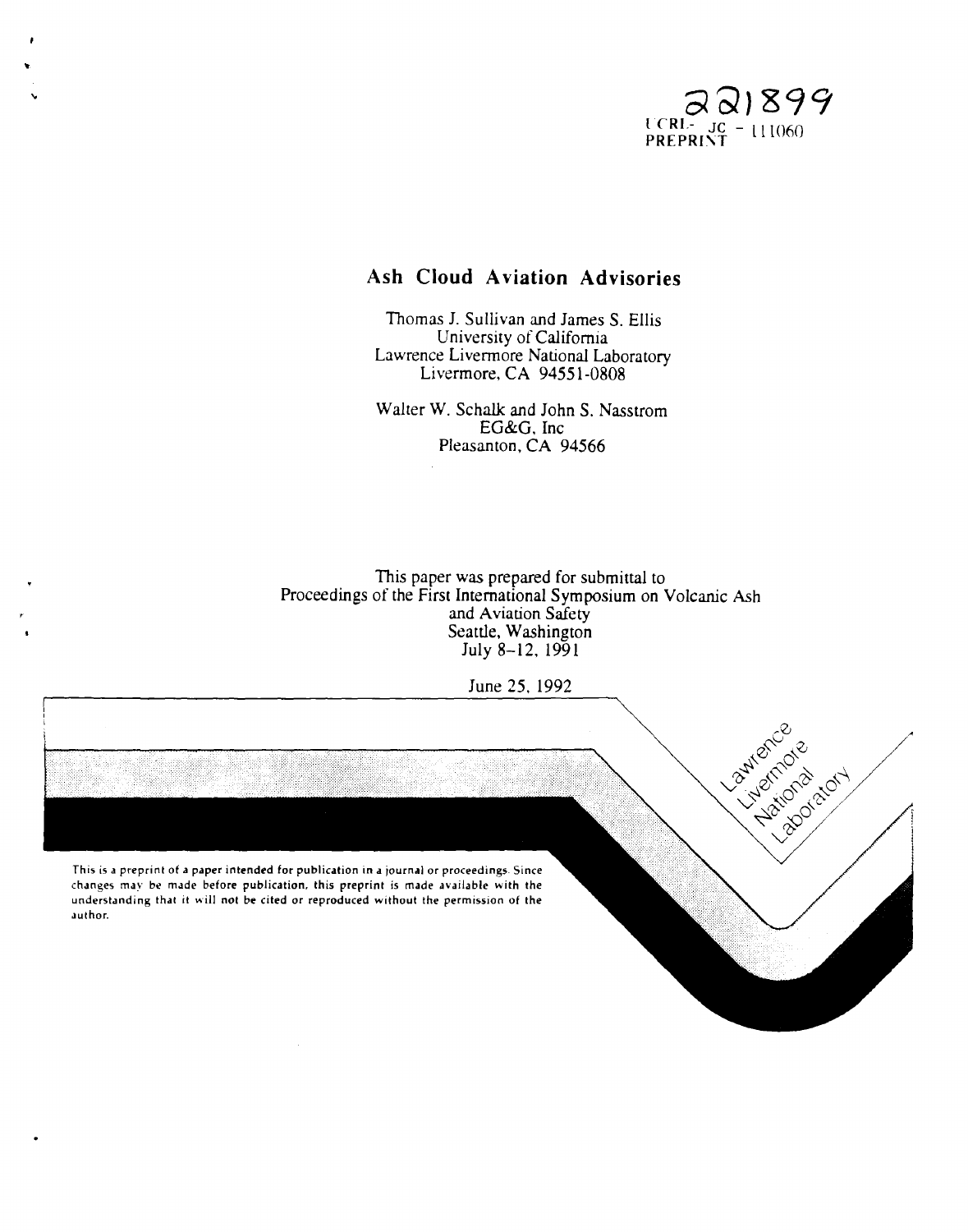221899
UCRL- JC - 111060
PREPRINT

# Ash Cloud Aviation Advisories

Thomas J. Sullivan and James S. Ellis
University of California
Lawrence Livermore National Laboratory
Livermore, CA 94551-0808

Walter W. Schalk and John S. Nasstrom
EG&G, Inc
Pleasanton, CA 94566

This paper was prepared for submittal to
Proceedings of the First International Symposium on Volcanic Ash and Aviation Safety
Seattle, Washington
July 8-12, 1991

June 25, 1992

Lawrence Livermore National Laboratory

This is a preprint of a paper intended for publication in a journal or proceedings. Since changes may be made before publication, this preprint is made available with the understanding that it will not be cited or reproduced without the permission of the author.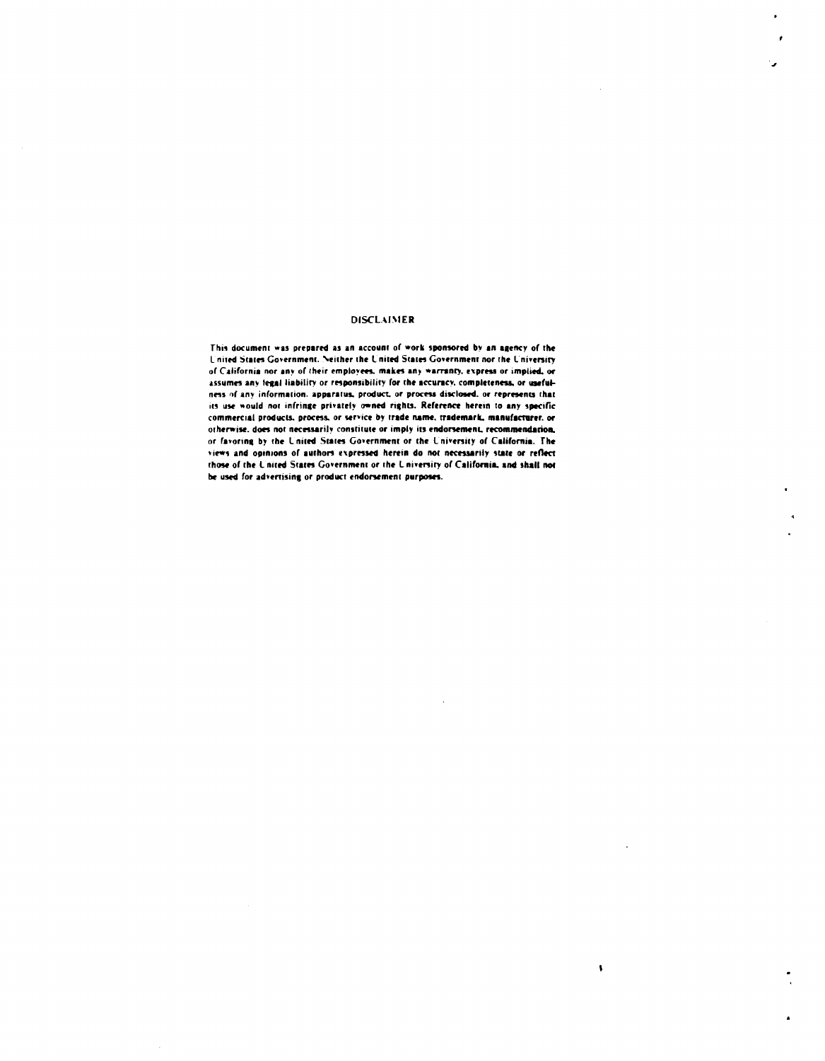## DISCLAIMER

This document was prepared as an account of work sponsored by an agency of the United States Government. Neither the United States Government nor the University of California nor any of their employees, makes any warranty, express or implied, or assumes any legal liability or responsibility for the accuracy, completeness, or usefulness of any information, apparatus, product, or process disclosed, or represents that its use would not infringe privately owned rights. Reference herein to any specific commercial products, process, or service by trade name, trademark, manufacturer, or otherwise, does not necessarily constitute or imply its endorsement, recommendation, or favoring by the United States Government or the University of California. The views and opinions of authors expressed herein do not necessarily state or reflect those of the United States Government or the University of California, and shall not be used for advertising or product endorsement purposes.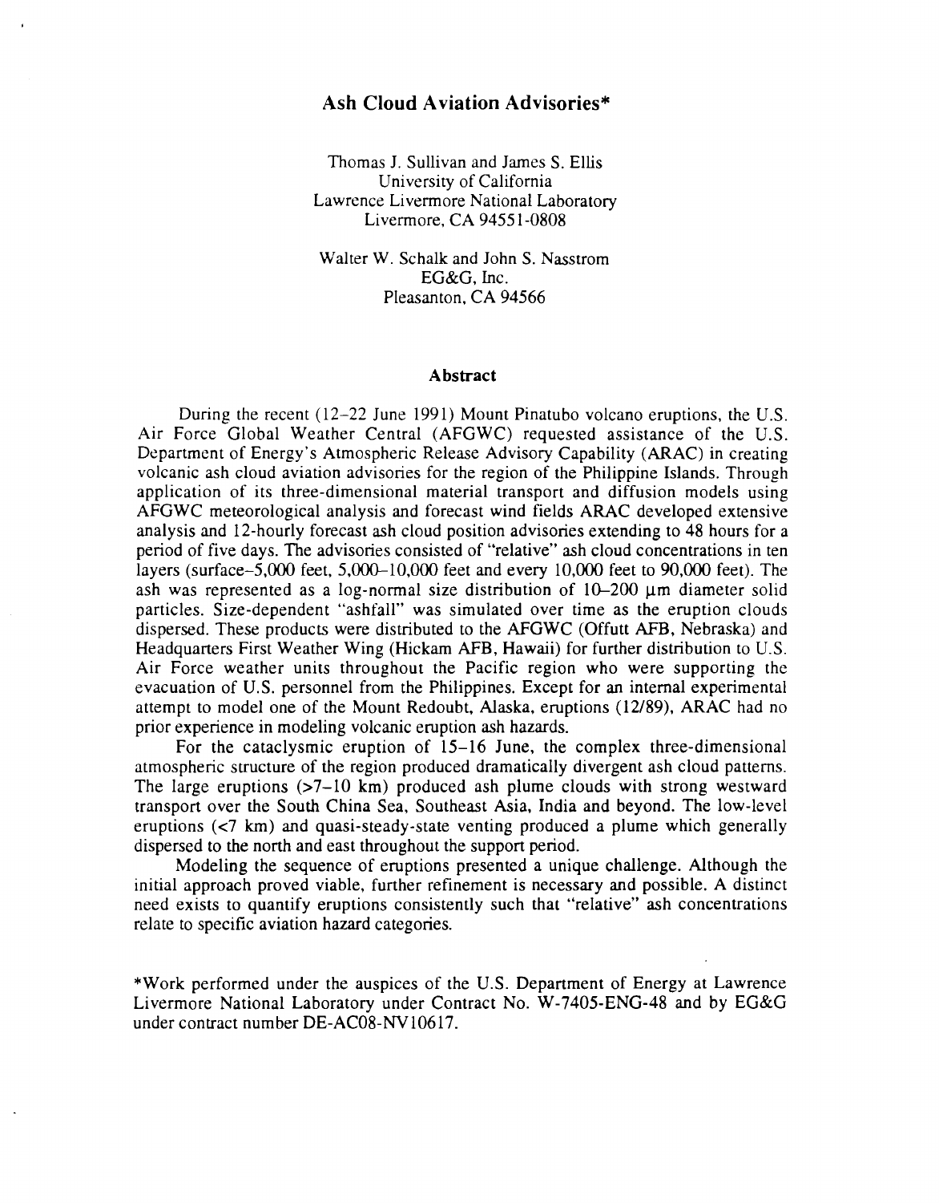# Ash Cloud Aviation Advisories*

Thomas J. Sullivan and James S. Ellis
University of California
Lawrence Livermore National Laboratory
Livermore, CA 94551-0808

Walter W. Schalk and John S. Nasstrom
EG&G, Inc.
Pleasanton, CA 94566

## Abstract

During the recent (12–22 June 1991) Mount Pinatubo volcano eruptions, the U.S. Air Force Global Weather Central (AFGWC) requested assistance of the U.S. Department of Energy's Atmospheric Release Advisory Capability (ARAC) in creating volcanic ash cloud aviation advisories for the region of the Philippine Islands. Through application of its three-dimensional material transport and diffusion models using AFGWC meteorological analysis and forecast wind fields ARAC developed extensive analysis and 12-hourly forecast ash cloud position advisories extending to 48 hours for a period of five days. The advisories consisted of "relative" ash cloud concentrations in ten layers (surface–5,000 feet, 5,000–10,000 feet and every 10,000 feet to 90,000 feet). The ash was represented as a log-normal size distribution of 10–200 μm diameter solid particles. Size-dependent "ashfall" was simulated over time as the eruption clouds dispersed. These products were distributed to the AFGWC (Offutt AFB, Nebraska) and Headquarters First Weather Wing (Hickam AFB, Hawaii) for further distribution to U.S. Air Force weather units throughout the Pacific region who were supporting the evacuation of U.S. personnel from the Philippines. Except for an internal experimental attempt to model one of the Mount Redoubt, Alaska, eruptions (12/89), ARAC had no prior experience in modeling volcanic eruption ash hazards.

For the cataclysmic eruption of 15–16 June, the complex three-dimensional atmospheric structure of the region produced dramatically divergent ash cloud patterns. The large eruptions (>7–10 km) produced ash plume clouds with strong westward transport over the South China Sea, Southeast Asia, India and beyond. The low-level eruptions (<7 km) and quasi-steady-state venting produced a plume which generally dispersed to the north and east throughout the support period.

Modeling the sequence of eruptions presented a unique challenge. Although the initial approach proved viable, further refinement is necessary and possible. A distinct need exists to quantify eruptions consistently such that "relative" ash concentrations relate to specific aviation hazard categories.

*Work performed under the auspices of the U.S. Department of Energy at Lawrence Livermore National Laboratory under Contract No. W-7405-ENG-48 and by EG&G under contract number DE-AC08-NV10617.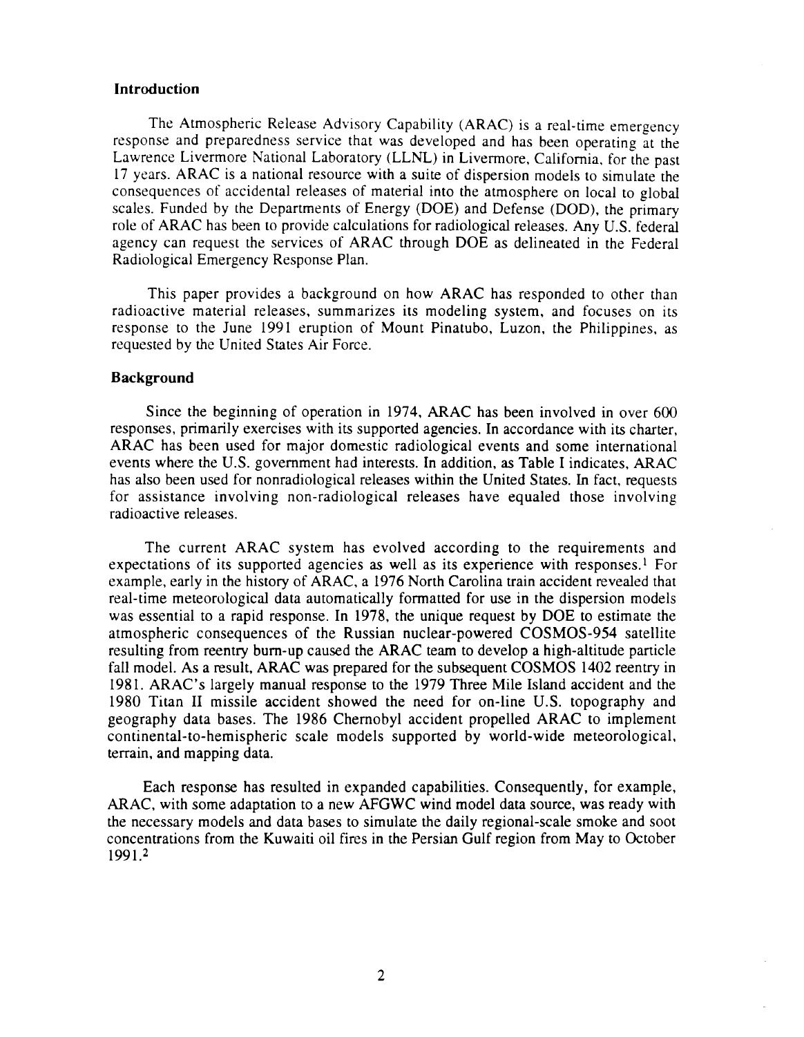## Introduction

The Atmospheric Release Advisory Capability (ARAC) is a real-time emergency response and preparedness service that was developed and has been operating at the Lawrence Livermore National Laboratory (LLNL) in Livermore, California, for the past 17 years. ARAC is a national resource with a suite of dispersion models to simulate the consequences of accidental releases of material into the atmosphere on local to global scales. Funded by the Departments of Energy (DOE) and Defense (DOD), the primary role of ARAC has been to provide calculations for radiological releases. Any U.S. federal agency can request the services of ARAC through DOE as delineated in the Federal Radiological Emergency Response Plan.

This paper provides a background on how ARAC has responded to other than radioactive material releases, summarizes its modeling system, and focuses on its response to the June 1991 eruption of Mount Pinatubo, Luzon, the Philippines, as requested by the United States Air Force.

## Background

Since the beginning of operation in 1974, ARAC has been involved in over 600 responses, primarily exercises with its supported agencies. In accordance with its charter, ARAC has been used for major domestic radiological events and some international events where the U.S. government had interests. In addition, as Table I indicates, ARAC has also been used for nonradiological releases within the United States. In fact, requests for assistance involving non-radiological releases have equaled those involving radioactive releases.

The current ARAC system has evolved according to the requirements and expectations of its supported agencies as well as its experience with responses.[1] For example, early in the history of ARAC, a 1976 North Carolina train accident revealed that real-time meteorological data automatically formatted for use in the dispersion models was essential to a rapid response. In 1978, the unique request by DOE to estimate the atmospheric consequences of the Russian nuclear-powered COSMOS-954 satellite resulting from reentry burn-up caused the ARAC team to develop a high-altitude particle fall model. As a result, ARAC was prepared for the subsequent COSMOS 1402 reentry in 1981. ARAC's largely manual response to the 1979 Three Mile Island accident and the 1980 Titan II missile accident showed the need for on-line U.S. topography and geography data bases. The 1986 Chernobyl accident propelled ARAC to implement continental-to-hemispheric scale models supported by world-wide meteorological, terrain, and mapping data.

Each response has resulted in expanded capabilities. Consequently, for example, ARAC, with some adaptation to a new AFGWC wind model data source, was ready with the necessary models and data bases to simulate the daily regional-scale smoke and soot concentrations from the Kuwaiti oil fires in the Persian Gulf region from May to October 1991.[2]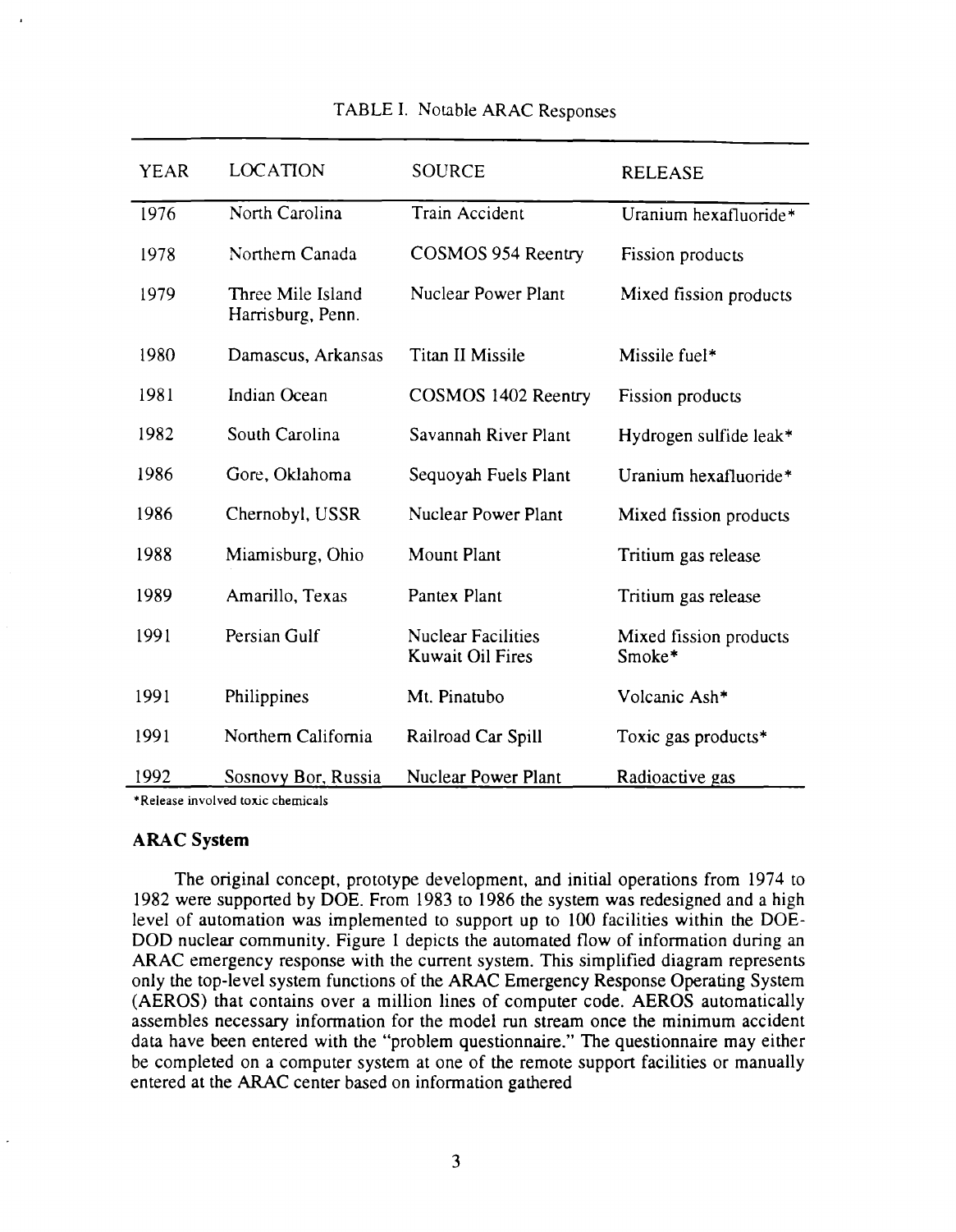TABLE I. Notable ARAC Responses

| YEAR | LOCATION | SOURCE | RELEASE |
|---|---|---|---|
| 1976 | North Carolina | Train Accident | Uranium hexafluoride* |
| 1978 | Northern Canada | COSMOS 954 Reentry | Fission products |
| 1979 | Three Mile Island Harrisburg, Penn. | Nuclear Power Plant | Mixed fission products |
| 1980 | Damascus, Arkansas | Titan II Missile | Missile fuel* |
| 1981 | Indian Ocean | COSMOS 1402 Reentry | Fission products |
| 1982 | South Carolina | Savannah River Plant | Hydrogen sulfide leak* |
| 1986 | Gore, Oklahoma | Sequoyah Fuels Plant | Uranium hexafluoride* |
| 1986 | Chernobyl, USSR | Nuclear Power Plant | Mixed fission products |
| 1988 | Miamisburg, Ohio | Mount Plant | Tritium gas release |
| 1989 | Amarillo, Texas | Pantex Plant | Tritium gas release |
| 1991 | Persian Gulf | Nuclear Facilities Kuwait Oil Fires | Mixed fission products Smoke* |
| 1991 | Philippines | Mt. Pinatubo | Volcanic Ash* |
| 1991 | Northern California | Railroad Car Spill | Toxic gas products* |
| 1992 | Sosnovy Bor, Russia | Nuclear Power Plant | Radioactive gas |

*Release involved toxic chemicals

### ARAC System

The original concept, prototype development, and initial operations from 1974 to 1982 were supported by DOE. From 1983 to 1986 the system was redesigned and a high level of automation was implemented to support up to 100 facilities within the DOE-DOD nuclear community. Figure 1 depicts the automated flow of information during an ARAC emergency response with the current system. This simplified diagram represents only the top-level system functions of the ARAC Emergency Response Operating System (AEROS) that contains over a million lines of computer code. AEROS automatically assembles necessary information for the model run stream once the minimum accident data have been entered with the "problem questionnaire." The questionnaire may either be completed on a computer system at one of the remote support facilities or manually entered at the ARAC center based on information gathered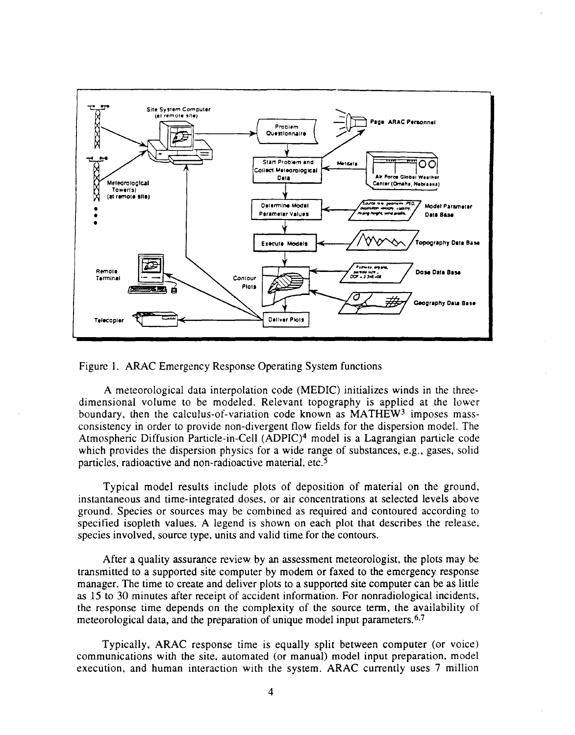Figure 1. ARAC Emergency Response Operating System functions

A meteorological data interpolation code (MEDIC) initializes winds in the three-dimensional volume to be modeled. Relevant topography is applied at the lower boundary, then the calculus-of-variation code known as MATHEW[3] imposes mass-consistency in order to provide non-divergent flow fields for the dispersion model. The Atmospheric Diffusion Particle-in-Cell (ADPIC)[4] model is a Lagrangian particle code which provides the dispersion physics for a wide range of substances, e.g., gases, solid particles, radioactive and non-radioactive material, etc.[5]

Typical model results include plots of deposition of material on the ground, instantaneous and time-integrated doses, or air concentrations at selected levels above ground. Species or sources may be combined as required and contoured according to specified isopleth values. A legend is shown on each plot that describes the release, species involved, source type, units and valid time for the contours.

After a quality assurance review by an assessment meteorologist, the plots may be transmitted to a supported site computer by modem or faxed to the emergency response manager. The time to create and deliver plots to a supported site computer can be as little as 15 to 30 minutes after receipt of accident information. For nonradiological incidents, the response time depends on the complexity of the source term, the availability of meteorological data, and the preparation of unique model input parameters.[6,7]

Typically, ARAC response time is equally split between computer (or voice) communications with the site, automated (or manual) model input preparation, model execution, and human interaction with the system. ARAC currently uses 7 million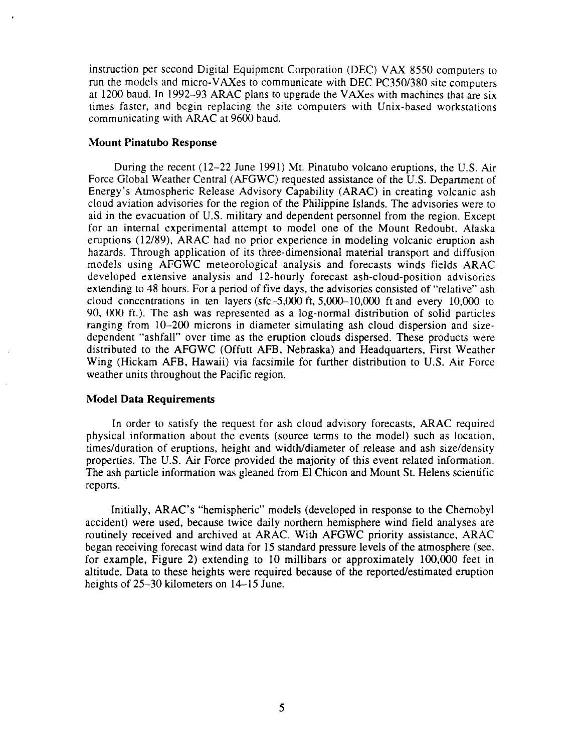instruction per second Digital Equipment Corporation (DEC) VAX 8550 computers to run the models and micro-VAXes to communicate with DEC PC350/380 site computers at 1200 baud. In 1992–93 ARAC plans to upgrade the VAXes with machines that are six times faster, and begin replacing the site computers with Unix-based workstations communicating with ARAC at 9600 baud.

### Mount Pinatubo Response

During the recent (12–22 June 1991) Mt. Pinatubo volcano eruptions, the U.S. Air Force Global Weather Central (AFGWC) requested assistance of the U.S. Department of Energy's Atmospheric Release Advisory Capability (ARAC) in creating volcanic ash cloud aviation advisories for the region of the Philippine Islands. The advisories were to aid in the evacuation of U.S. military and dependent personnel from the region. Except for an internal experimental attempt to model one of the Mount Redoubt, Alaska eruptions (12/89), ARAC had no prior experience in modeling volcanic eruption ash hazards. Through application of its three-dimensional material transport and diffusion models using AFGWC meteorological analysis and forecasts winds fields ARAC developed extensive analysis and 12-hourly forecast ash-cloud-position advisories extending to 48 hours. For a period of five days, the advisories consisted of "relative" ash cloud concentrations in ten layers (sfc–5,000 ft, 5,000–10,000 ft and every 10,000 to 90, 000 ft.). The ash was represented as a log-normal distribution of solid particles ranging from 10–200 microns in diameter simulating ash cloud dispersion and size-dependent "ashfall" over time as the eruption clouds dispersed. These products were distributed to the AFGWC (Offutt AFB, Nebraska) and Headquarters, First Weather Wing (Hickam AFB, Hawaii) via facsimile for further distribution to U.S. Air Force weather units throughout the Pacific region.

### Model Data Requirements

In order to satisfy the request for ash cloud advisory forecasts, ARAC required physical information about the events (source terms to the model) such as location, times/duration of eruptions, height and width/diameter of release and ash size/density properties. The U.S. Air Force provided the majority of this event related information. The ash particle information was gleaned from El Chicon and Mount St. Helens scientific reports.

Initially, ARAC's "hemispheric" models (developed in response to the Chernobyl accident) were used, because twice daily northern hemisphere wind field analyses are routinely received and archived at ARAC. With AFGWC priority assistance, ARAC began receiving forecast wind data for 15 standard pressure levels of the atmosphere (see, for example, Figure 2) extending to 10 millibars or approximately 100,000 feet in altitude. Data to these heights were required because of the reported/estimated eruption heights of 25–30 kilometers on 14–15 June.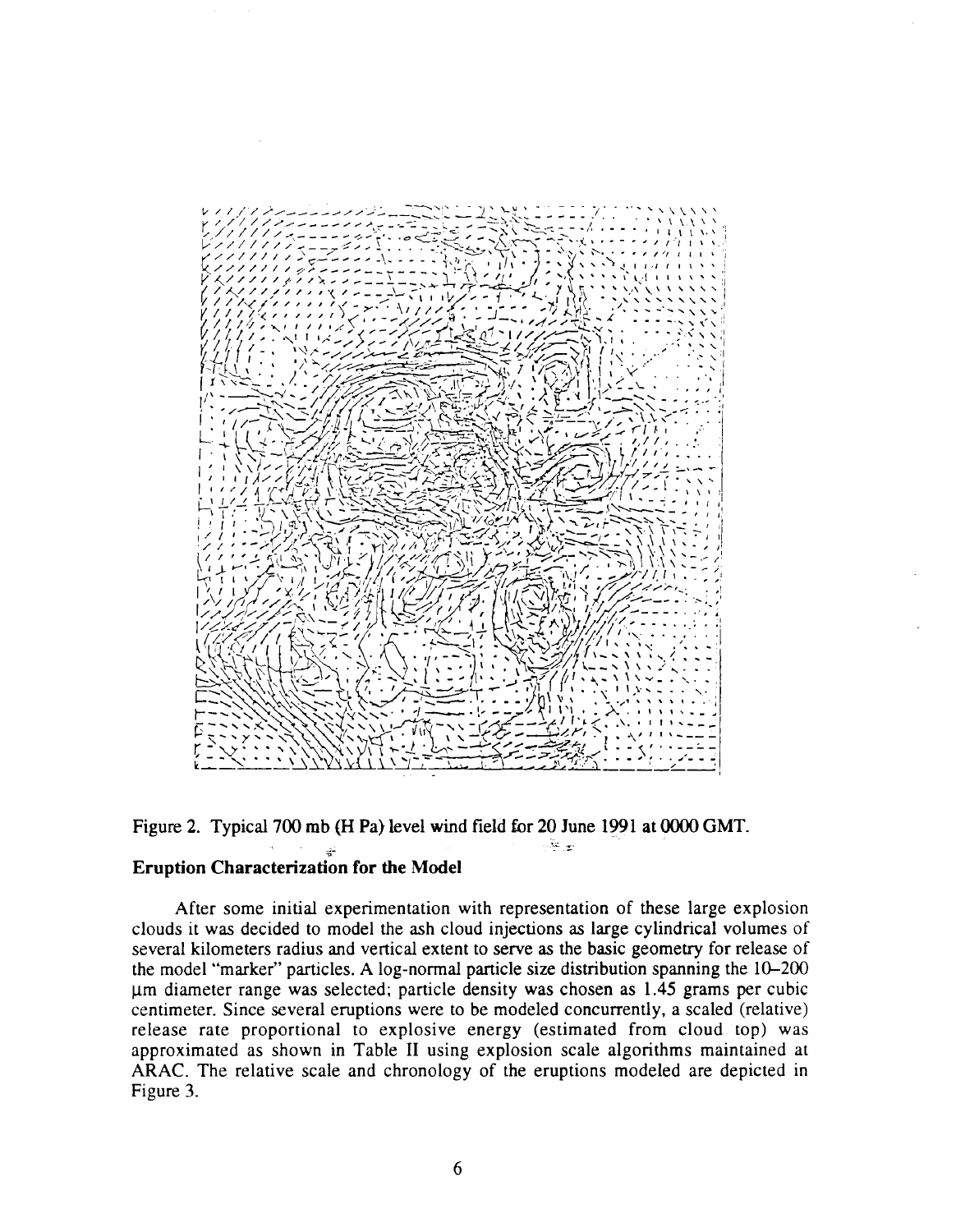Figure 2. Typical 700 mb (H Pa) level wind field for 20 June 1991 at 0000 GMT.

## Eruption Characterization for the Model

After some initial experimentation with representation of these large explosion clouds it was decided to model the ash cloud injections as large cylindrical volumes of several kilometers radius and vertical extent to serve as the basic geometry for release of the model "marker" particles. A log-normal particle size distribution spanning the 10–200 μm diameter range was selected; particle density was chosen as 1.45 grams per cubic centimeter. Since several eruptions were to be modeled concurrently, a scaled (relative) release rate proportional to explosive energy (estimated from cloud top) was approximated as shown in Table II using explosion scale algorithms maintained at ARAC. The relative scale and chronology of the eruptions modeled are depicted in Figure 3.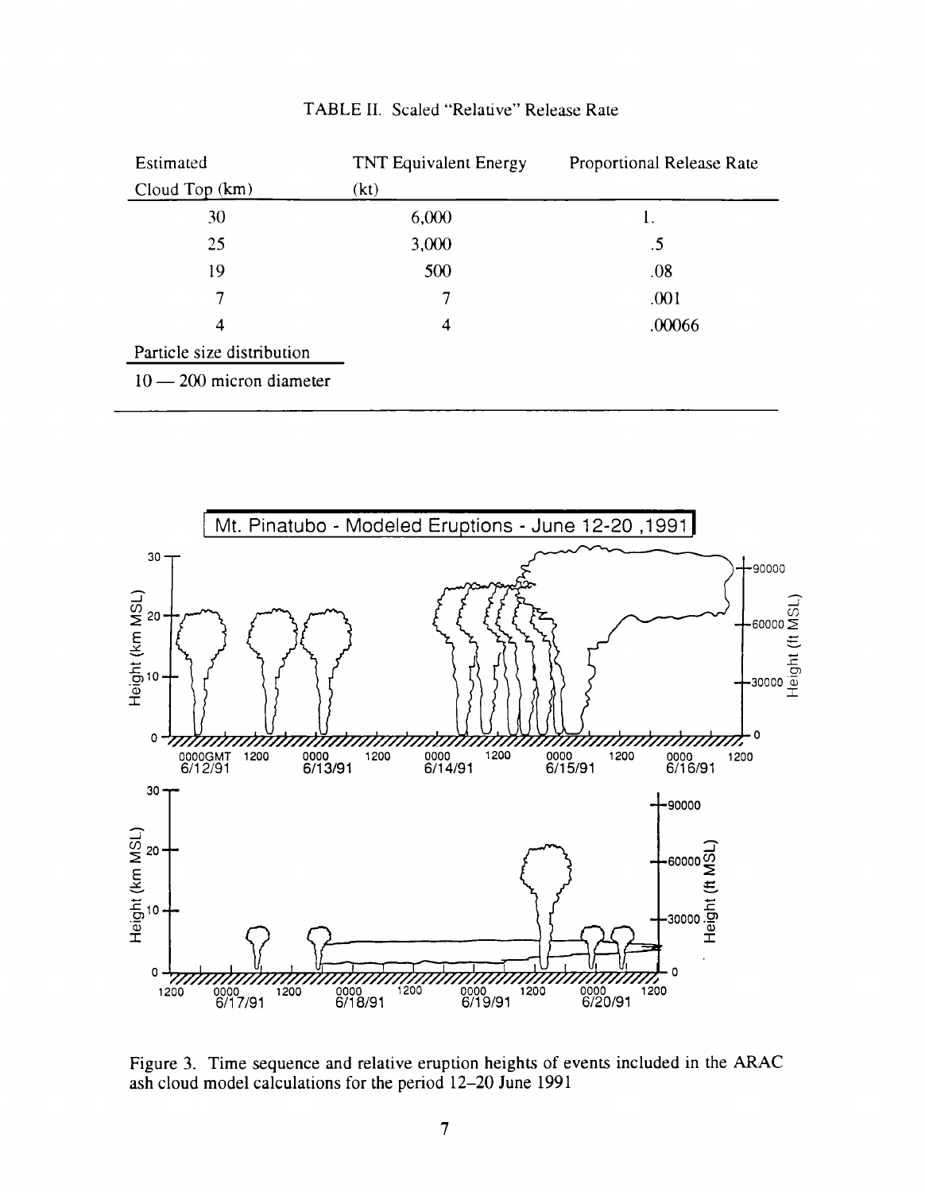TABLE II. Scaled "Relative" Release Rate

| Estimated Cloud Top (km) | TNT Equivalent Energy (kt) | Proportional Release Rate |
|---|---|---|
| 30 | 6,000 | 1. |
| 25 | 3,000 | .5 |
| 19 | 500 | .08 |
| 7 | 7 | .001 |
| 4 | 4 | .00066 |

Particle size distribution

10 — 200 micron diameter

Figure 3. Time sequence and relative eruption heights of events included in the ARAC ash cloud model calculations for the period 12–20 June 1991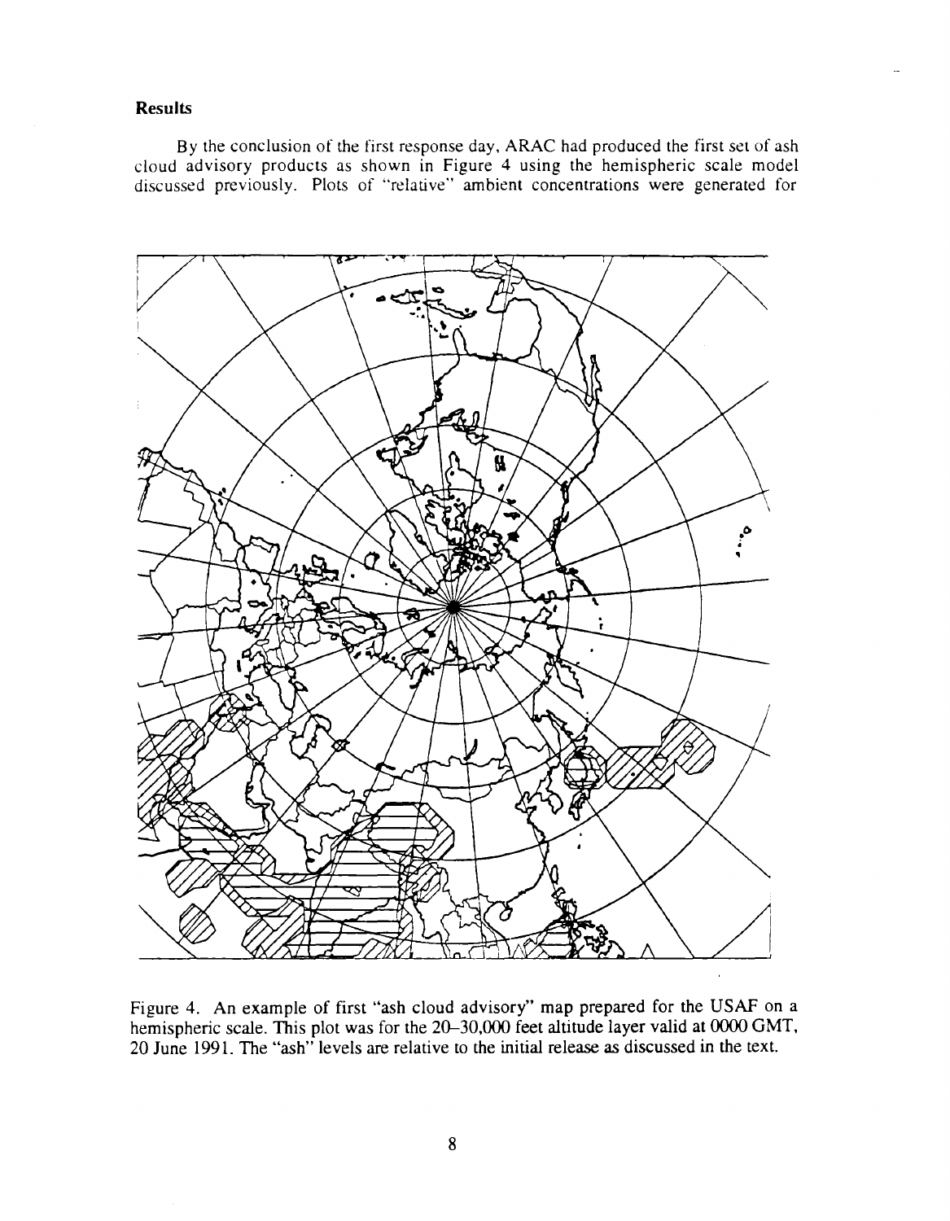## Results

By the conclusion of the first response day, ARAC had produced the first set of ash cloud advisory products as shown in Figure 4 using the hemispheric scale model discussed previously. Plots of "relative" ambient concentrations were generated for

Figure 4. An example of first "ash cloud advisory" map prepared for the USAF on a hemispheric scale. This plot was for the 20–30,000 feet altitude layer valid at 0000 GMT, 20 June 1991. The "ash" levels are relative to the initial release as discussed in the text.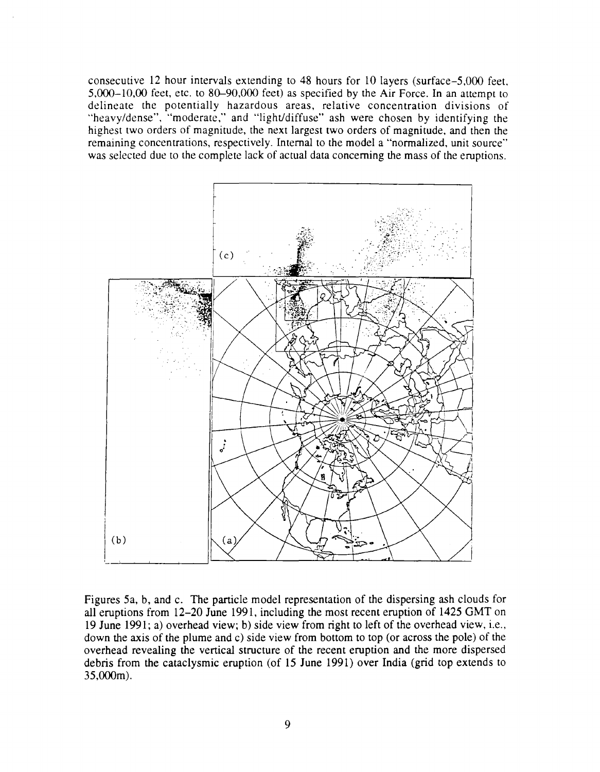consecutive 12 hour intervals extending to 48 hours for 10 layers (surface–5,000 feet, 5,000–10,00 feet, etc. to 80–90,000 feet) as specified by the Air Force. In an attempt to delineate the potentially hazardous areas, relative concentration divisions of "heavy/dense", "moderate," and "light/diffuse" ash were chosen by identifying the highest two orders of magnitude, the next largest two orders of magnitude, and then the remaining concentrations, respectively. Internal to the model a "normalized, unit source" was selected due to the complete lack of actual data concerning the mass of the eruptions.

Figures 5a, b, and c. The particle model representation of the dispersing ash clouds for all eruptions from 12–20 June 1991, including the most recent eruption of 1425 GMT on 19 June 1991; a) overhead view; b) side view from right to left of the overhead view, i.e., down the axis of the plume and c) side view from bottom to top (or across the pole) of the overhead revealing the vertical structure of the recent eruption and the more dispersed debris from the cataclysmic eruption (of 15 June 1991) over India (grid top extends to 35,000m).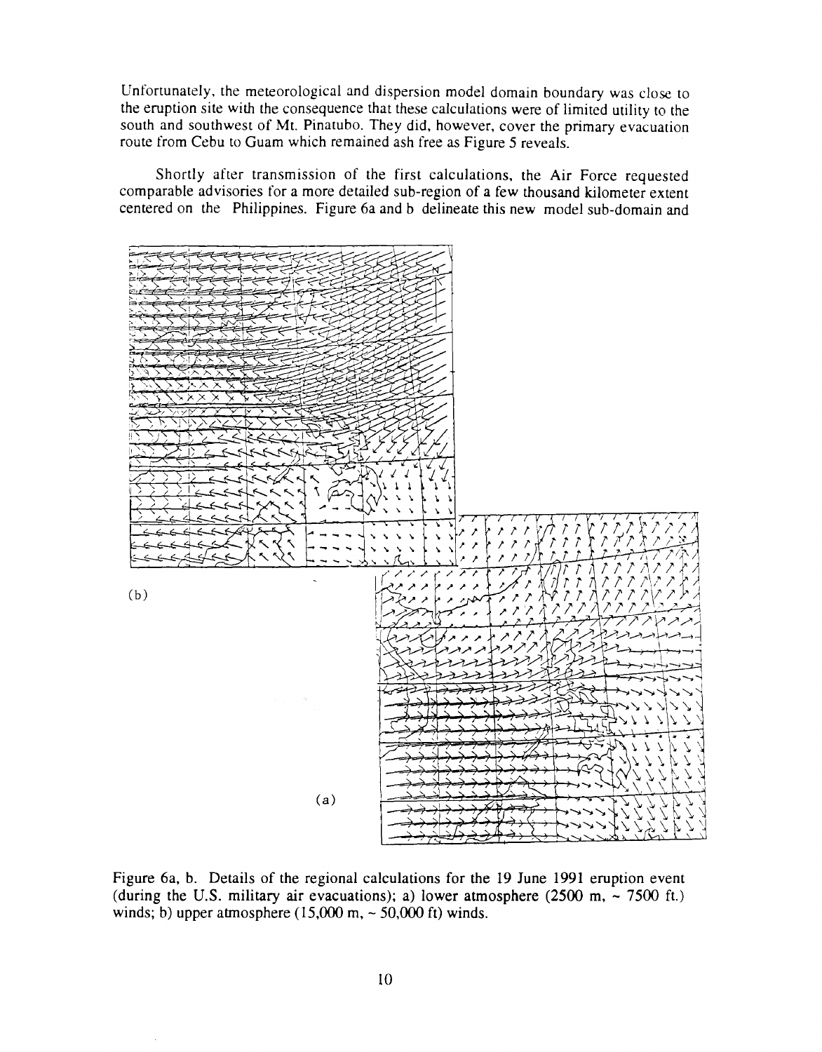Unfortunately, the meteorological and dispersion model domain boundary was close to the eruption site with the consequence that these calculations were of limited utility to the south and southwest of Mt. Pinatubo. They did, however, cover the primary evacuation route from Cebu to Guam which remained ash free as Figure 5 reveals.

Shortly after transmission of the first calculations, the Air Force requested comparable advisories for a more detailed sub-region of a few thousand kilometer extent centered on the Philippines. Figure 6a and b delineate this new model sub-domain and

Figure 6a, b. Details of the regional calculations for the 19 June 1991 eruption event (during the U.S. military air evacuations); a) lower atmosphere (2500 m, ~ 7500 ft.) winds; b) upper atmosphere (15,000 m, ~ 50,000 ft) winds.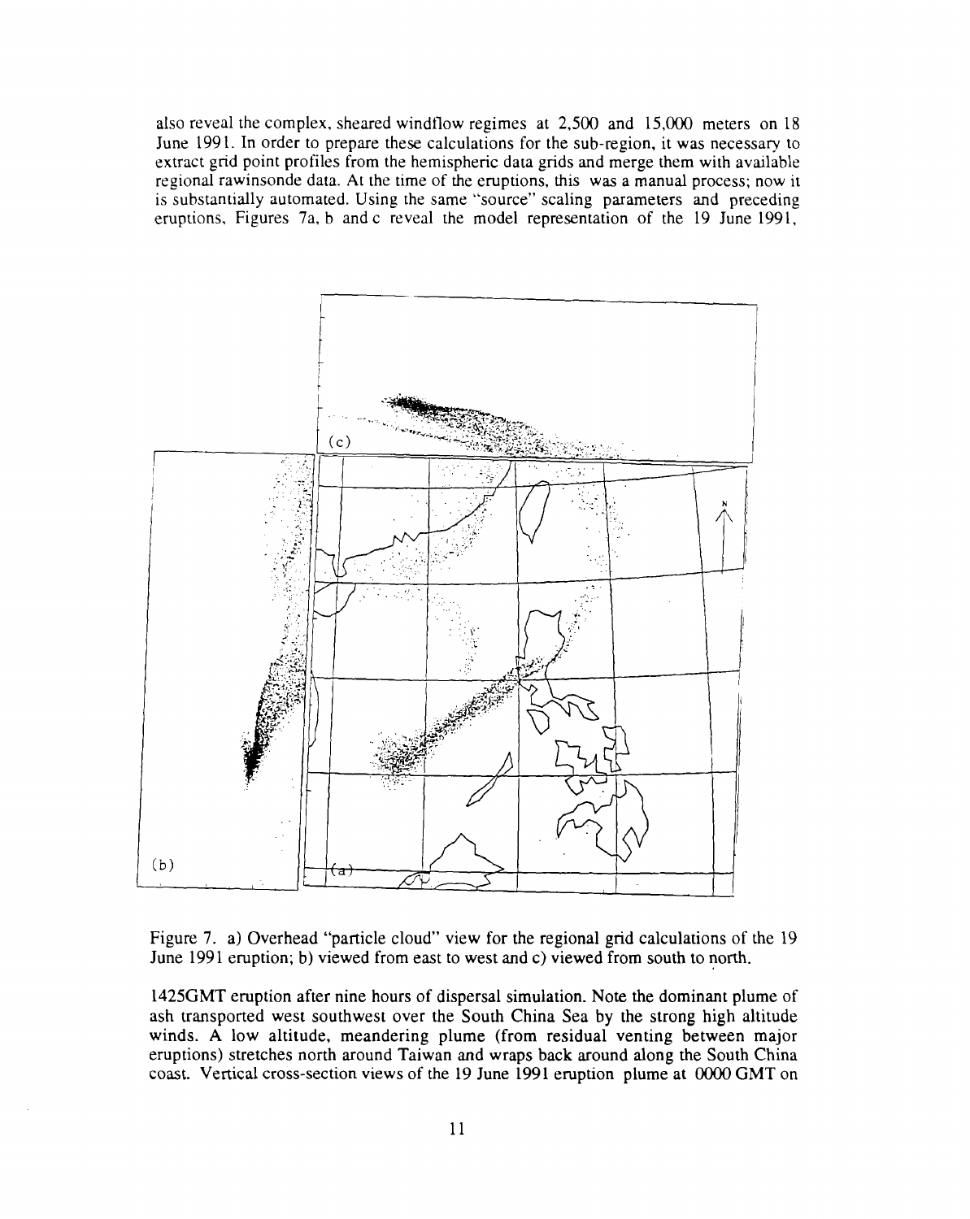also reveal the complex, sheared windflow regimes at 2,500 and 15,000 meters on 18 June 1991. In order to prepare these calculations for the sub-region, it was necessary to extract grid point profiles from the hemispheric data grids and merge them with available regional rawinsonde data. At the time of the eruptions, this was a manual process; now it is substantially automated. Using the same "source" scaling parameters and preceding eruptions, Figures 7a, b and c reveal the model representation of the 19 June 1991,

Figure 7. a) Overhead "particle cloud" view for the regional grid calculations of the 19 June 1991 eruption; b) viewed from east to west and c) viewed from south to north.

1425GMT eruption after nine hours of dispersal simulation. Note the dominant plume of ash transported west southwest over the South China Sea by the strong high altitude winds. A low altitude, meandering plume (from residual venting between major eruptions) stretches north around Taiwan and wraps back around along the South China coast. Vertical cross-section views of the 19 June 1991 eruption plume at 0000 GMT on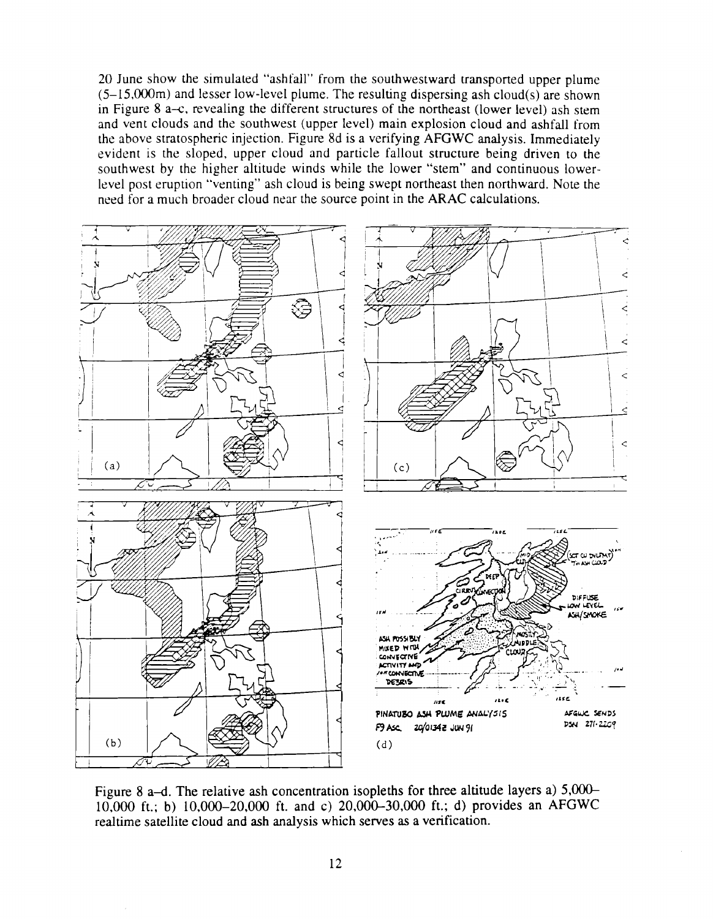20 June show the simulated "ashfall" from the southwestward transported upper plume (5–15,000m) and lesser low-level plume. The resulting dispersing ash cloud(s) are shown in Figure 8 a–c, revealing the different structures of the northeast (lower level) ash stem and vent clouds and the southwest (upper level) main explosion cloud and ashfall from the above stratospheric injection. Figure 8d is a verifying AFGWC analysis. Immediately evident is the sloped, upper cloud and particle fallout structure being driven to the southwest by the higher altitude winds while the lower "stem" and continuous lower-level post eruption "venting" ash cloud is being swept northeast then northward. Note the need for a much broader cloud near the source point in the ARAC calculations.

Figure 8 a–d. The relative ash concentration isopleths for three altitude layers a) 5,000–10,000 ft.; b) 10,000–20,000 ft. and c) 20,000–30,000 ft.; d) provides an AFGWC realtime satellite cloud and ash analysis which serves as a verification.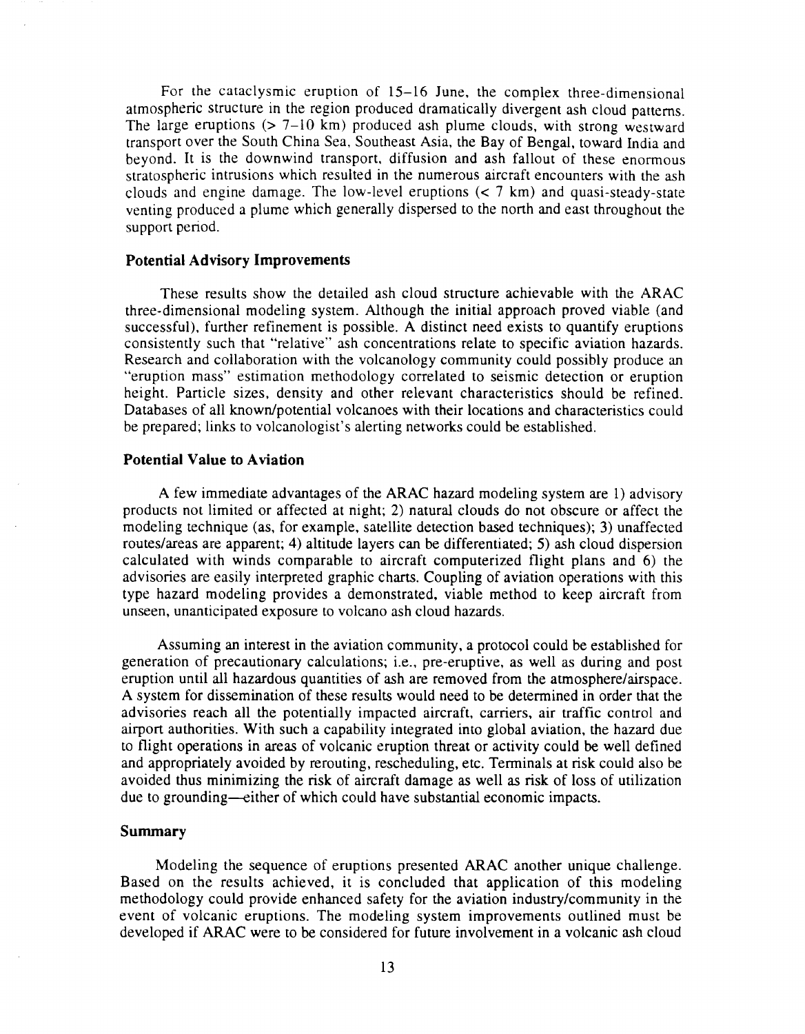For the cataclysmic eruption of 15–16 June, the complex three-dimensional atmospheric structure in the region produced dramatically divergent ash cloud patterns. The large eruptions (> 7–10 km) produced ash plume clouds, with strong westward transport over the South China Sea, Southeast Asia, the Bay of Bengal, toward India and beyond. It is the downwind transport, diffusion and ash fallout of these enormous stratospheric intrusions which resulted in the numerous aircraft encounters with the ash clouds and engine damage. The low-level eruptions (< 7 km) and quasi-steady-state venting produced a plume which generally dispersed to the north and east throughout the support period.

### Potential Advisory Improvements

These results show the detailed ash cloud structure achievable with the ARAC three-dimensional modeling system. Although the initial approach proved viable (and successful), further refinement is possible. A distinct need exists to quantify eruptions consistently such that "relative" ash concentrations relate to specific aviation hazards. Research and collaboration with the volcanology community could possibly produce an "eruption mass" estimation methodology correlated to seismic detection or eruption height. Particle sizes, density and other relevant characteristics should be refined. Databases of all known/potential volcanoes with their locations and characteristics could be prepared; links to volcanologist's alerting networks could be established.

### Potential Value to Aviation

A few immediate advantages of the ARAC hazard modeling system are 1) advisory products not limited or affected at night; 2) natural clouds do not obscure or affect the modeling technique (as, for example, satellite detection based techniques); 3) unaffected routes/areas are apparent; 4) altitude layers can be differentiated; 5) ash cloud dispersion calculated with winds comparable to aircraft computerized flight plans and 6) the advisories are easily interpreted graphic charts. Coupling of aviation operations with this type hazard modeling provides a demonstrated, viable method to keep aircraft from unseen, unanticipated exposure to volcano ash cloud hazards.

Assuming an interest in the aviation community, a protocol could be established for generation of precautionary calculations; i.e., pre-eruptive, as well as during and post eruption until all hazardous quantities of ash are removed from the atmosphere/airspace. A system for dissemination of these results would need to be determined in order that the advisories reach all the potentially impacted aircraft, carriers, air traffic control and airport authorities. With such a capability integrated into global aviation, the hazard due to flight operations in areas of volcanic eruption threat or activity could be well defined and appropriately avoided by rerouting, rescheduling, etc. Terminals at risk could also be avoided thus minimizing the risk of aircraft damage as well as risk of loss of utilization due to grounding—either of which could have substantial economic impacts.

### Summary

Modeling the sequence of eruptions presented ARAC another unique challenge. Based on the results achieved, it is concluded that application of this modeling methodology could provide enhanced safety for the aviation industry/community in the event of volcanic eruptions. The modeling system improvements outlined must be developed if ARAC were to be considered for future involvement in a volcanic ash cloud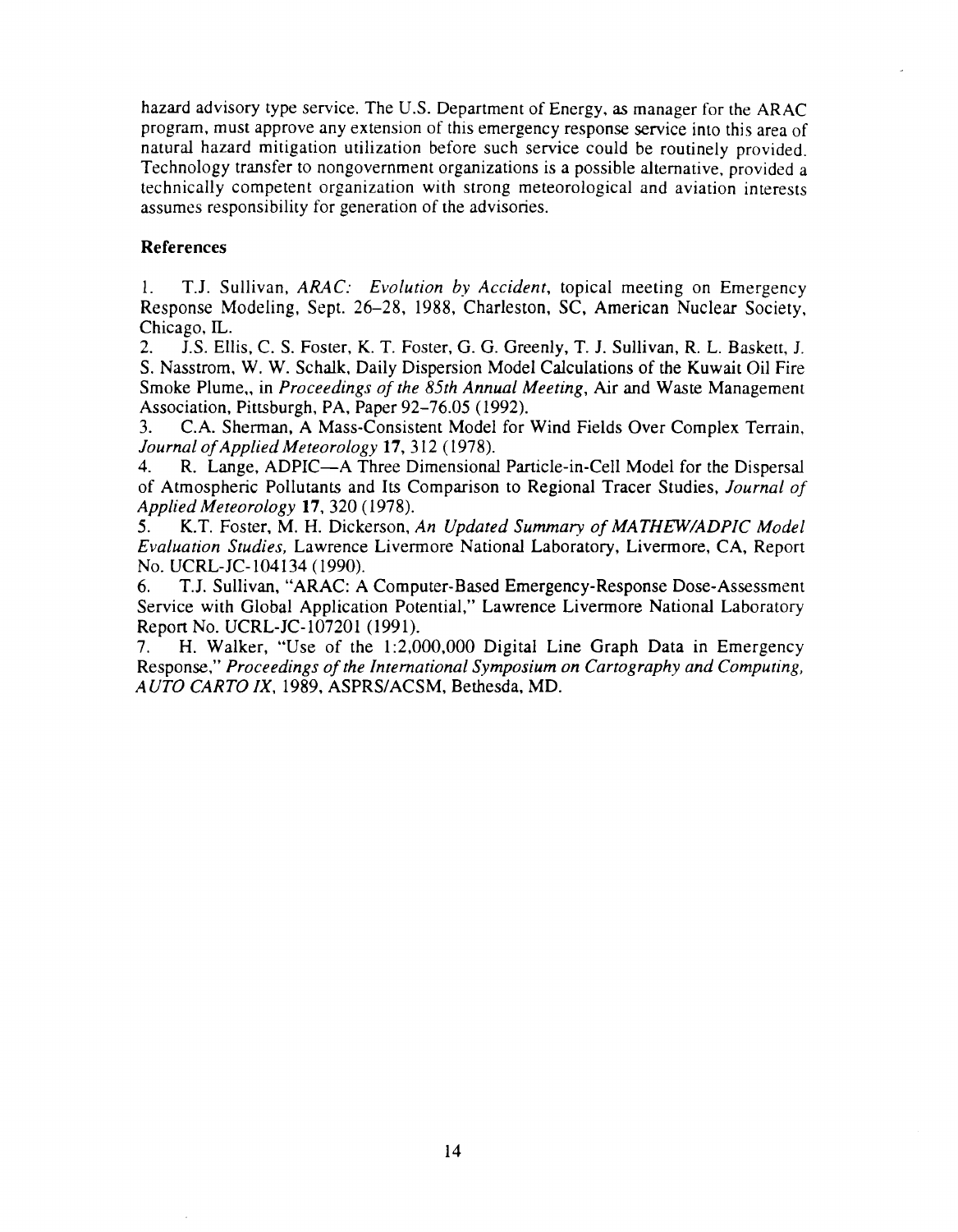hazard advisory type service. The U.S. Department of Energy, as manager for the ARAC program, must approve any extension of this emergency response service into this area of natural hazard mitigation utilization before such service could be routinely provided. Technology transfer to nongovernment organizations is a possible alternative, provided a technically competent organization with strong meteorological and aviation interests assumes responsibility for generation of the advisories.

**References**

1. T.J. Sullivan, *ARAC: Evolution by Accident*, topical meeting on Emergency Response Modeling, Sept. 26–28, 1988, Charleston, SC, American Nuclear Society, Chicago, IL.
2. J.S. Ellis, C. S. Foster, K. T. Foster, G. G. Greenly, T. J. Sullivan, R. L. Baskett, J. S. Nasstrom, W. W. Schalk, Daily Dispersion Model Calculations of the Kuwait Oil Fire Smoke Plume,, in *Proceedings of the 85th Annual Meeting*, Air and Waste Management Association, Pittsburgh, PA, Paper 92–76.05 (1992).
3. C.A. Sherman, A Mass-Consistent Model for Wind Fields Over Complex Terrain, *Journal of Applied Meteorology* **17**, 312 (1978).
4. R. Lange, ADPIC—A Three Dimensional Particle-in-Cell Model for the Dispersal of Atmospheric Pollutants and Its Comparison to Regional Tracer Studies, *Journal of Applied Meteorology* **17**, 320 (1978).
5. K.T. Foster, M. H. Dickerson, *An Updated Summary of MATHEW/ADPIC Model Evaluation Studies,* Lawrence Livermore National Laboratory, Livermore, CA, Report No. UCRL-JC-104134 (1990).
6. T.J. Sullivan, "ARAC: A Computer-Based Emergency-Response Dose-Assessment Service with Global Application Potential," Lawrence Livermore National Laboratory Report No. UCRL-JC-107201 (1991).
7. H. Walker, "Use of the 1:2,000,000 Digital Line Graph Data in Emergency Response," *Proceedings of the International Symposium on Cartography and Computing, AUTO CARTO IX*, 1989, ASPRS/ACSM, Bethesda, MD.